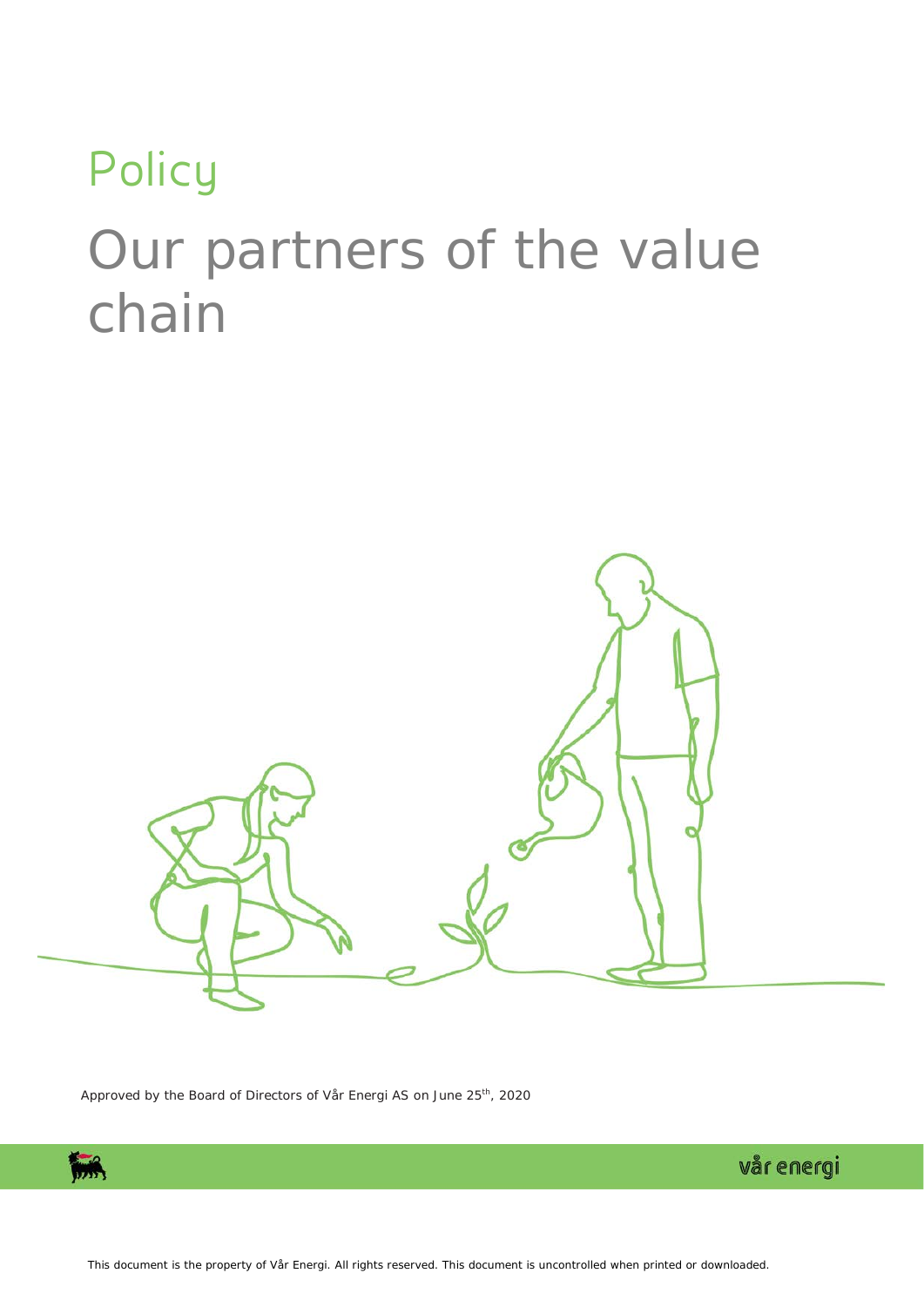Policy

# Our partners of the value chain

Approved by the Board of Directors of Vår Energi AS on June 25th, 2020

This document is the property of Vår Energi. All rights reserved. This document is uncontrolled when printed or downloaded.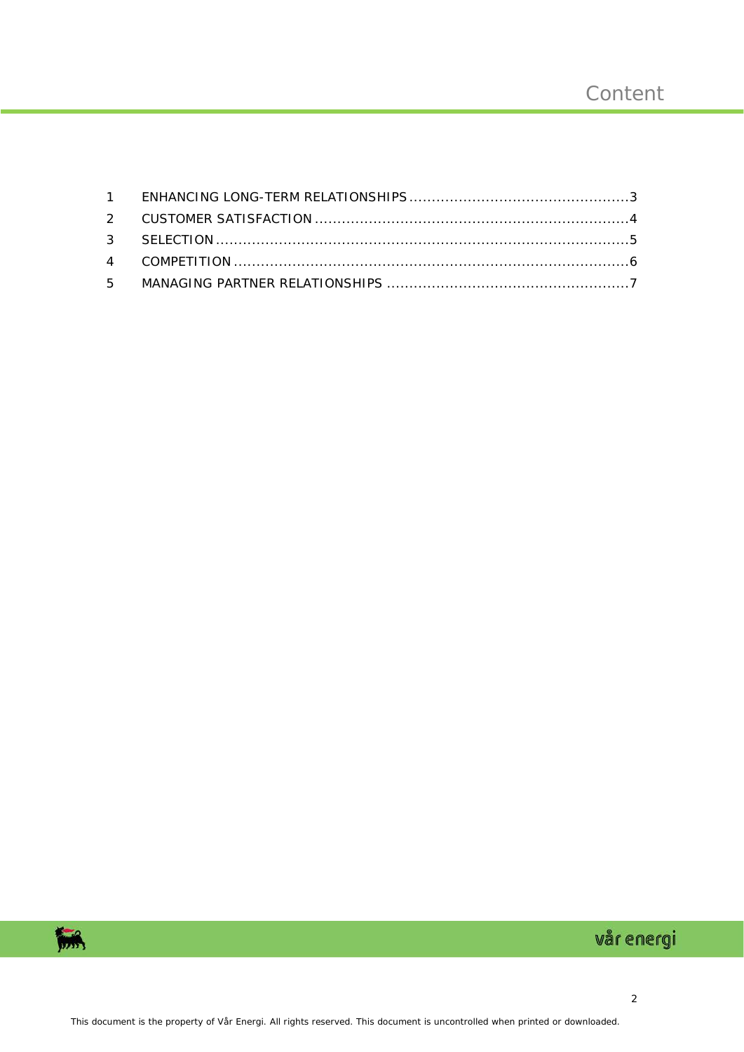# Content

1 ENHANCING LONG-TERM RELATIONSHIPS ................................................ 3
2 CUSTOMER SATISFACTION ...................................................................... 4
3 SELECTION ............................................................................................ 5
4 COMPETITION ........................................................................................ 6
5 MANAGING PARTNER RELATIONSHIPS ...................................................... 7

This document is the property of Vår Energi. All rights reserved. This document is uncontrolled when printed or downloaded.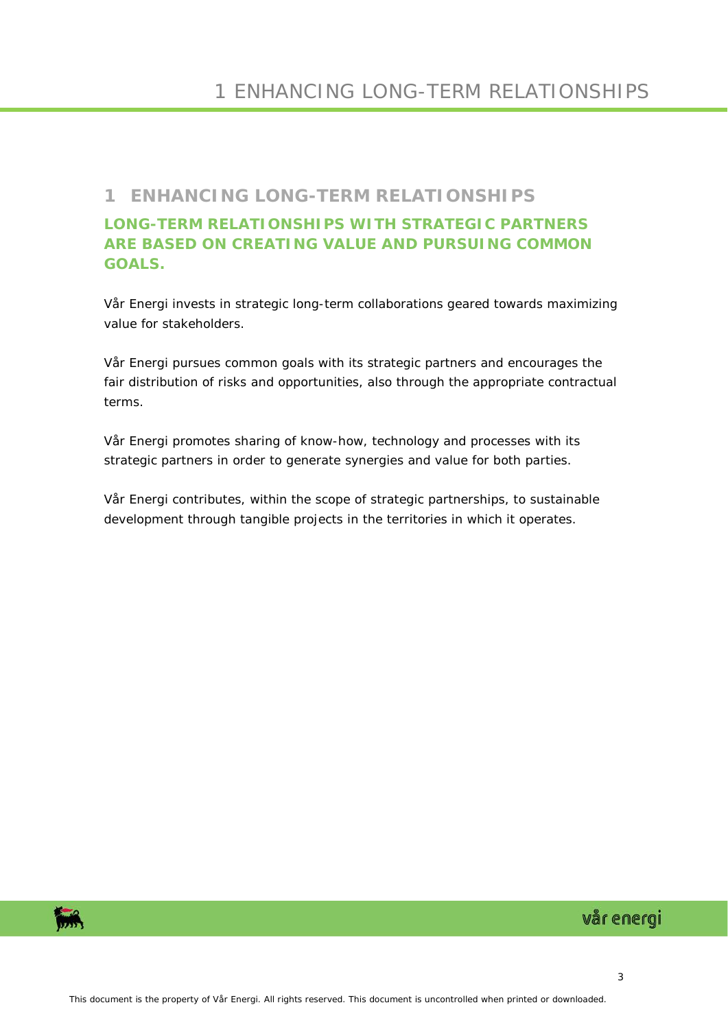# 1 ENHANCING LONG-TERM RELATIONSHIPS

## LONG-TERM RELATIONSHIPS WITH STRATEGIC PARTNERS ARE BASED ON CREATING VALUE AND PURSUING COMMON GOALS.

Vår Energi invests in strategic long-term collaborations geared towards maximizing value for stakeholders.

Vår Energi pursues common goals with its strategic partners and encourages the fair distribution of risks and opportunities, also through the appropriate contractual terms.

Vår Energi promotes sharing of know-how, technology and processes with its strategic partners in order to generate synergies and value for both parties.

Vår Energi contributes, within the scope of strategic partnerships, to sustainable development through tangible projects in the territories in which it operates.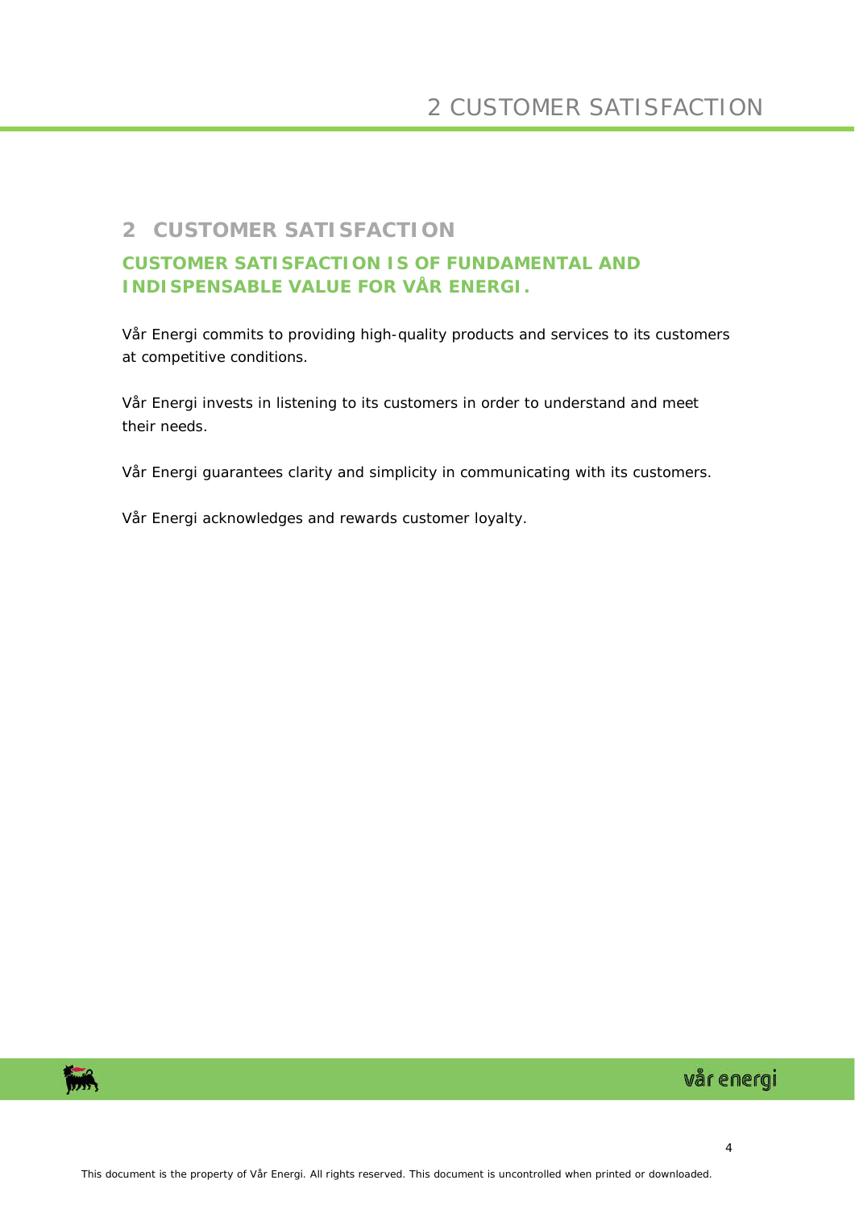## 2 CUSTOMER SATISFACTION

### CUSTOMER SATISFACTION IS OF FUNDAMENTAL AND INDISPENSABLE VALUE FOR VÅR ENERGI.

Vår Energi commits to providing high-quality products and services to its customers at competitive conditions.

Vår Energi invests in listening to its customers in order to understand and meet their needs.

Vår Energi guarantees clarity and simplicity in communicating with its customers.

Vår Energi acknowledges and rewards customer loyalty.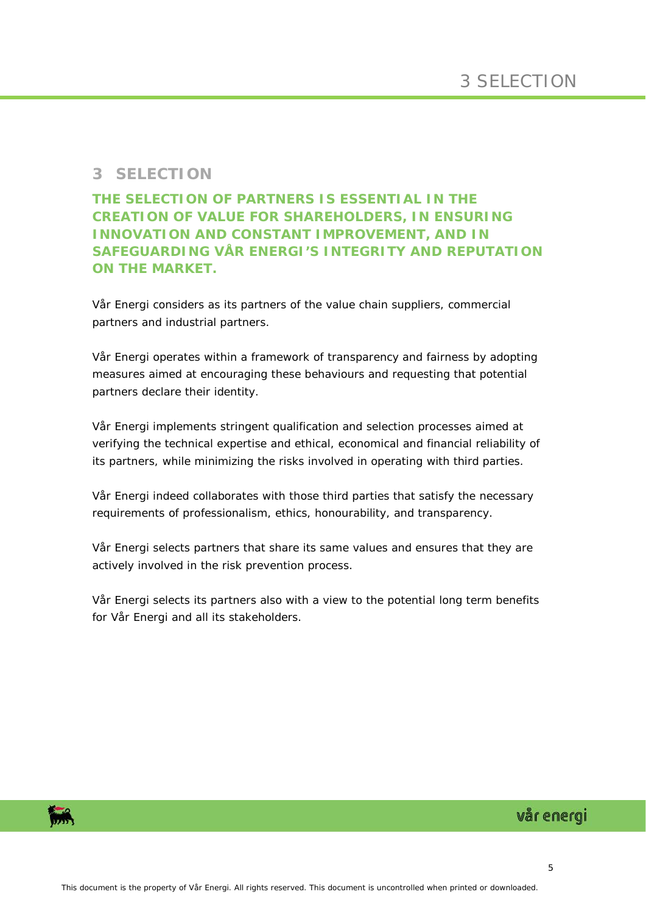# 3 SELECTION

**THE SELECTION OF PARTNERS IS ESSENTIAL IN THE CREATION OF VALUE FOR SHAREHOLDERS, IN ENSURING INNOVATION AND CONSTANT IMPROVEMENT, AND IN SAFEGUARDING VÅR ENERGI'S INTEGRITY AND REPUTATION ON THE MARKET.**

Vår Energi considers as its partners of the value chain suppliers, commercial partners and industrial partners.

Vår Energi operates within a framework of transparency and fairness by adopting measures aimed at encouraging these behaviours and requesting that potential partners declare their identity.

Vår Energi implements stringent qualification and selection processes aimed at verifying the technical expertise and ethical, economical and financial reliability of its partners, while minimizing the risks involved in operating with third parties.

Vår Energi indeed collaborates with those third parties that satisfy the necessary requirements of professionalism, ethics, honourability, and transparency.

Vår Energi selects partners that share its same values and ensures that they are actively involved in the risk prevention process.

Vår Energi selects its partners also with a view to the potential long term benefits for Vår Energi and all its stakeholders.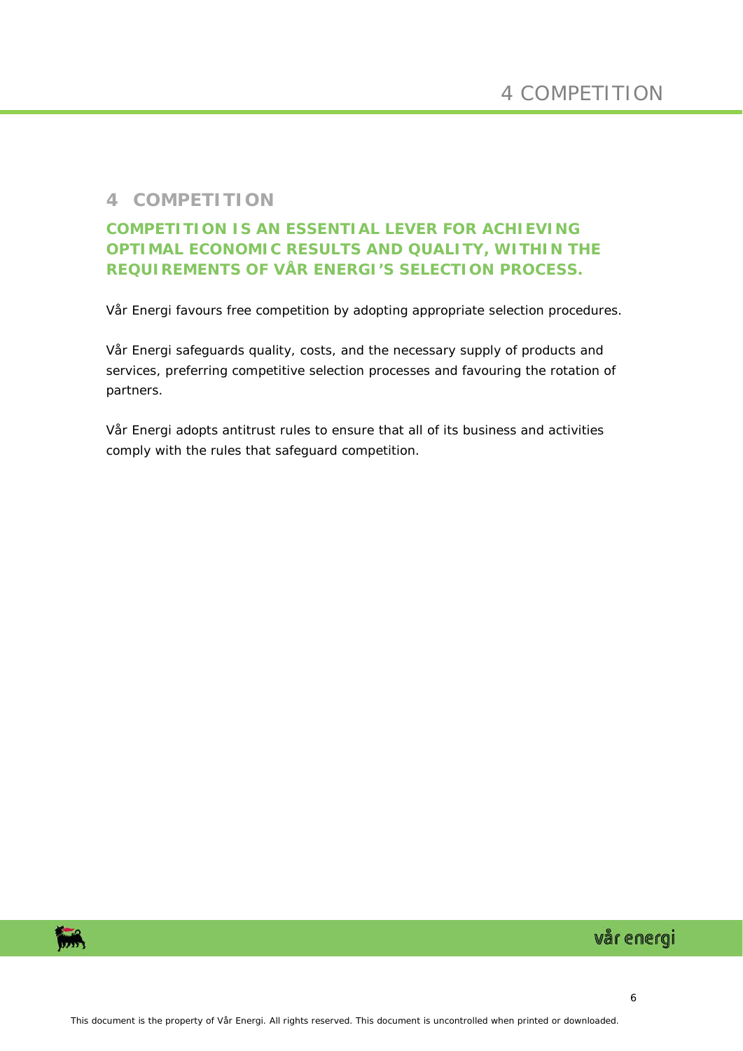# 4 COMPETITION

**COMPETITION IS AN ESSENTIAL LEVER FOR ACHIEVING OPTIMAL ECONOMIC RESULTS AND QUALITY, WITHIN THE REQUIREMENTS OF VÅR ENERGI'S SELECTION PROCESS.**

Vår Energi favours free competition by adopting appropriate selection procedures.

Vår Energi safeguards quality, costs, and the necessary supply of products and services, preferring competitive selection processes and favouring the rotation of partners.

Vår Energi adopts antitrust rules to ensure that all of its business and activities comply with the rules that safeguard competition.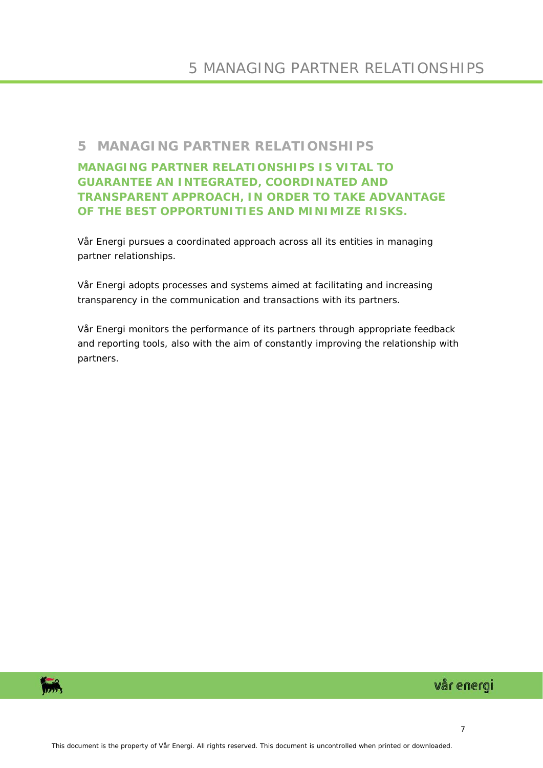## 5 MANAGING PARTNER RELATIONSHIPS

**MANAGING PARTNER RELATIONSHIPS IS VITAL TO GUARANTEE AN INTEGRATED, COORDINATED AND TRANSPARENT APPROACH, IN ORDER TO TAKE ADVANTAGE OF THE BEST OPPORTUNITIES AND MINIMIZE RISKS.**

Vår Energi pursues a coordinated approach across all its entities in managing partner relationships.

Vår Energi adopts processes and systems aimed at facilitating and increasing transparency in the communication and transactions with its partners.

Vår Energi monitors the performance of its partners through appropriate feedback and reporting tools, also with the aim of constantly improving the relationship with partners.